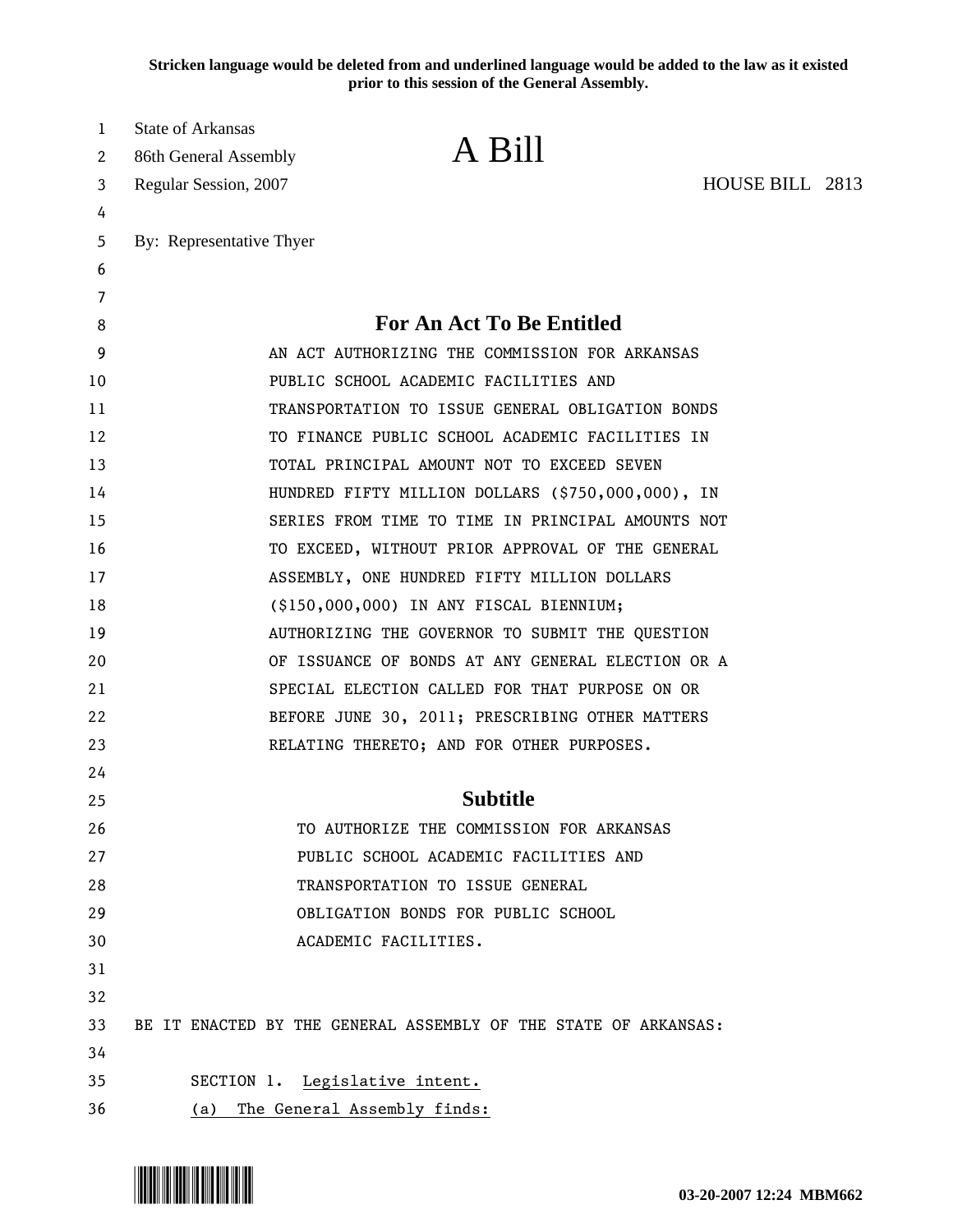**Stricken language would be deleted from and underlined language would be added to the law as it existed prior to this session of the General Assembly.**

State of Arkansas
86th General Assembly
Regular Session, 2007

# A Bill

HOUSE BILL 2813

By: Representative Thyer

## For An Act To Be Entitled

AN ACT AUTHORIZING THE COMMISSION FOR ARKANSAS PUBLIC SCHOOL ACADEMIC FACILITIES AND TRANSPORTATION TO ISSUE GENERAL OBLIGATION BONDS TO FINANCE PUBLIC SCHOOL ACADEMIC FACILITIES IN TOTAL PRINCIPAL AMOUNT NOT TO EXCEED SEVEN HUNDRED FIFTY MILLION DOLLARS ($750,000,000), IN SERIES FROM TIME TO TIME IN PRINCIPAL AMOUNTS NOT TO EXCEED, WITHOUT PRIOR APPROVAL OF THE GENERAL ASSEMBLY, ONE HUNDRED FIFTY MILLION DOLLARS ($150,000,000) IN ANY FISCAL BIENNIUM; AUTHORIZING THE GOVERNOR TO SUBMIT THE QUESTION OF ISSUANCE OF BONDS AT ANY GENERAL ELECTION OR A SPECIAL ELECTION CALLED FOR THAT PURPOSE ON OR BEFORE JUNE 30, 2011; PRESCRIBING OTHER MATTERS RELATING THERETO; AND FOR OTHER PURPOSES.

## Subtitle

TO AUTHORIZE THE COMMISSION FOR ARKANSAS PUBLIC SCHOOL ACADEMIC FACILITIES AND TRANSPORTATION TO ISSUE GENERAL OBLIGATION BONDS FOR PUBLIC SCHOOL ACADEMIC FACILITIES.

BE IT ENACTED BY THE GENERAL ASSEMBLY OF THE STATE OF ARKANSAS:

SECTION 1. <u>Legislative intent.</u>

<u>(a) The General Assembly finds:</u>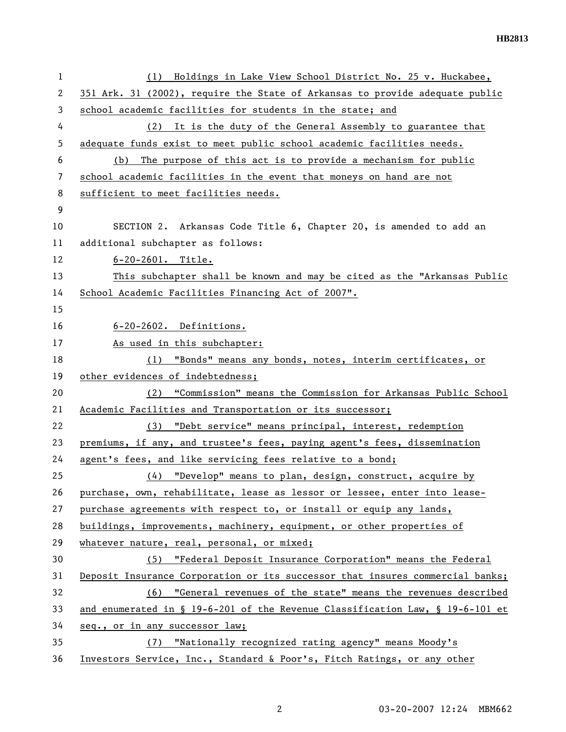(1) Holdings in Lake View School District No. 25 v. Huckabee, 351 Ark. 31 (2002), require the State of Arkansas to provide adequate public school academic facilities for students in the state; and

(2) It is the duty of the General Assembly to guarantee that adequate funds exist to meet public school academic facilities needs.

(b) The purpose of this act is to provide a mechanism for public school academic facilities in the event that moneys on hand are not sufficient to meet facilities needs.

SECTION 2. Arkansas Code Title 6, Chapter 20, is amended to add an additional subchapter as follows:

6-20-2601. Title.

This subchapter shall be known and may be cited as the "Arkansas Public School Academic Facilities Financing Act of 2007".

6-20-2602. Definitions.

As used in this subchapter:

(1) "Bonds" means any bonds, notes, interim certificates, or other evidences of indebtedness;

(2) "Commission" means the Commission for Arkansas Public School Academic Facilities and Transportation or its successor;

(3) "Debt service" means principal, interest, redemption premiums, if any, and trustee's fees, paying agent's fees, dissemination agent's fees, and like servicing fees relative to a bond;

(4) "Develop" means to plan, design, construct, acquire by purchase, own, rehabilitate, lease as lessor or lessee, enter into lease-purchase agreements with respect to, or install or equip any lands, buildings, improvements, machinery, equipment, or other properties of whatever nature, real, personal, or mixed;

(5) "Federal Deposit Insurance Corporation" means the Federal Deposit Insurance Corporation or its successor that insures commercial banks;

(6) "General revenues of the state" means the revenues described and enumerated in § 19-6-201 of the Revenue Classification Law, § 19-6-101 et seq., or in any successor law;

(7) "Nationally recognized rating agency" means Moody's Investors Service, Inc., Standard & Poor's, Fitch Ratings, or any other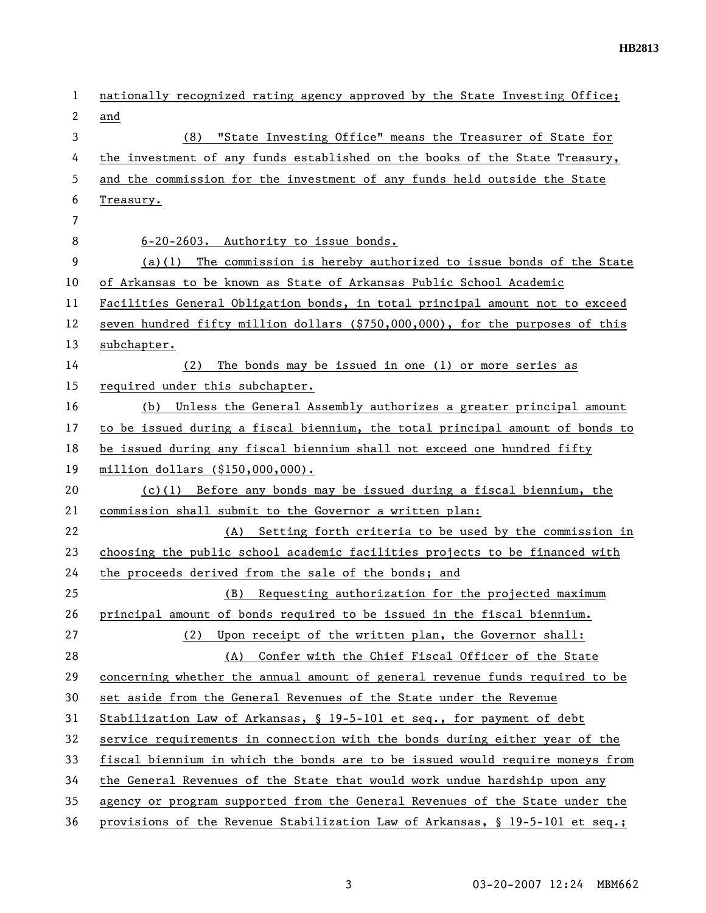nationally recognized rating agency approved by the State Investing Office; and

(8) "State Investing Office" means the Treasurer of State for the investment of any funds established on the books of the State Treasury, and the commission for the investment of any funds held outside the State Treasury.

6-20-2603. Authority to issue bonds.

(a)(1) The commission is hereby authorized to issue bonds of the State of Arkansas to be known as State of Arkansas Public School Academic Facilities General Obligation bonds, in total principal amount not to exceed seven hundred fifty million dollars ($750,000,000), for the purposes of this subchapter.

(2) The bonds may be issued in one (1) or more series as required under this subchapter.

(b) Unless the General Assembly authorizes a greater principal amount to be issued during a fiscal biennium, the total principal amount of bonds to be issued during any fiscal biennium shall not exceed one hundred fifty million dollars ($150,000,000).

(c)(1) Before any bonds may be issued during a fiscal biennium, the commission shall submit to the Governor a written plan:

(A) Setting forth criteria to be used by the commission in choosing the public school academic facilities projects to be financed with the proceeds derived from the sale of the bonds; and

(B) Requesting authorization for the projected maximum principal amount of bonds required to be issued in the fiscal biennium.

(2) Upon receipt of the written plan, the Governor shall:

(A) Confer with the Chief Fiscal Officer of the State concerning whether the annual amount of general revenue funds required to be set aside from the General Revenues of the State under the Revenue Stabilization Law of Arkansas, § 19-5-101 et seq., for payment of debt service requirements in connection with the bonds during either year of the fiscal biennium in which the bonds are to be issued would require moneys from the General Revenues of the State that would work undue hardship upon any agency or program supported from the General Revenues of the State under the provisions of the Revenue Stabilization Law of Arkansas, § 19-5-101 et seq.;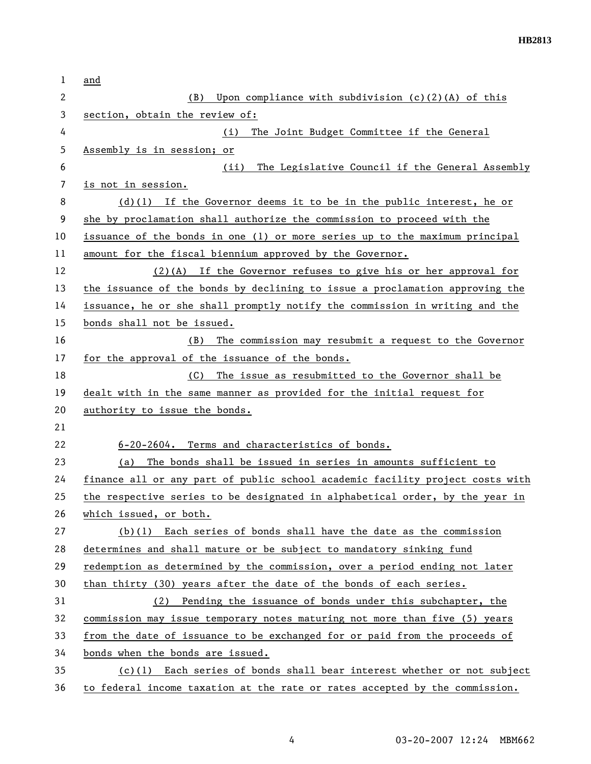and

(B) Upon compliance with subdivision (c)(2)(A) of this section, obtain the review of:

(i) The Joint Budget Committee if the General Assembly is in session; or

(ii) The Legislative Council if the General Assembly is not in session.

(d)(1) If the Governor deems it to be in the public interest, he or she by proclamation shall authorize the commission to proceed with the issuance of the bonds in one (1) or more series up to the maximum principal amount for the fiscal biennium approved by the Governor.

(2)(A) If the Governor refuses to give his or her approval for the issuance of the bonds by declining to issue a proclamation approving the issuance, he or she shall promptly notify the commission in writing and the bonds shall not be issued.

(B) The commission may resubmit a request to the Governor for the approval of the issuance of the bonds.

(C) The issue as resubmitted to the Governor shall be dealt with in the same manner as provided for the initial request for authority to issue the bonds.

6-20-2604. Terms and characteristics of bonds.

(a) The bonds shall be issued in series in amounts sufficient to finance all or any part of public school academic facility project costs with the respective series to be designated in alphabetical order, by the year in which issued, or both.

(b)(1) Each series of bonds shall have the date as the commission determines and shall mature or be subject to mandatory sinking fund redemption as determined by the commission, over a period ending not later than thirty (30) years after the date of the bonds of each series.

(2) Pending the issuance of bonds under this subchapter, the commission may issue temporary notes maturing not more than five (5) years from the date of issuance to be exchanged for or paid from the proceeds of bonds when the bonds are issued.

(c)(1) Each series of bonds shall bear interest whether or not subject to federal income taxation at the rate or rates accepted by the commission.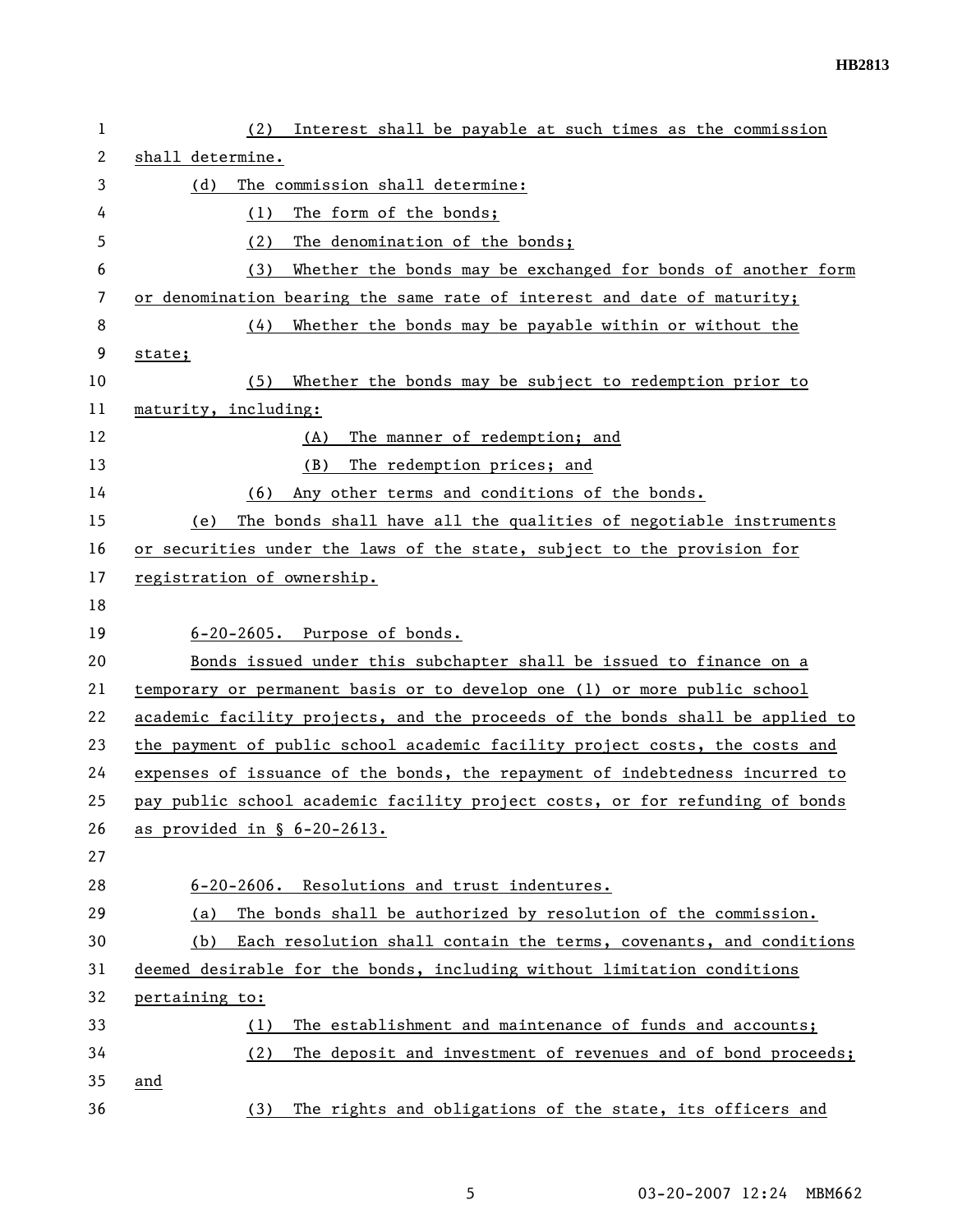(2) Interest shall be payable at such times as the commission shall determine.

(d) The commission shall determine:

(1) The form of the bonds;

(2) The denomination of the bonds;

(3) Whether the bonds may be exchanged for bonds of another form or denomination bearing the same rate of interest and date of maturity;

(4) Whether the bonds may be payable within or without the state;

(5) Whether the bonds may be subject to redemption prior to maturity, including:

(A) The manner of redemption; and

(B) The redemption prices; and

(6) Any other terms and conditions of the bonds.

(e) The bonds shall have all the qualities of negotiable instruments or securities under the laws of the state, subject to the provision for registration of ownership.

6-20-2605. Purpose of bonds.

Bonds issued under this subchapter shall be issued to finance on a temporary or permanent basis or to develop one (1) or more public school academic facility projects, and the proceeds of the bonds shall be applied to the payment of public school academic facility project costs, the costs and expenses of issuance of the bonds, the repayment of indebtedness incurred to pay public school academic facility project costs, or for refunding of bonds as provided in § 6-20-2613.

6-20-2606. Resolutions and trust indentures.

(a) The bonds shall be authorized by resolution of the commission.

(b) Each resolution shall contain the terms, covenants, and conditions deemed desirable for the bonds, including without limitation conditions pertaining to:

(1) The establishment and maintenance of funds and accounts;

(2) The deposit and investment of revenues and of bond proceeds; and

(3) The rights and obligations of the state, its officers and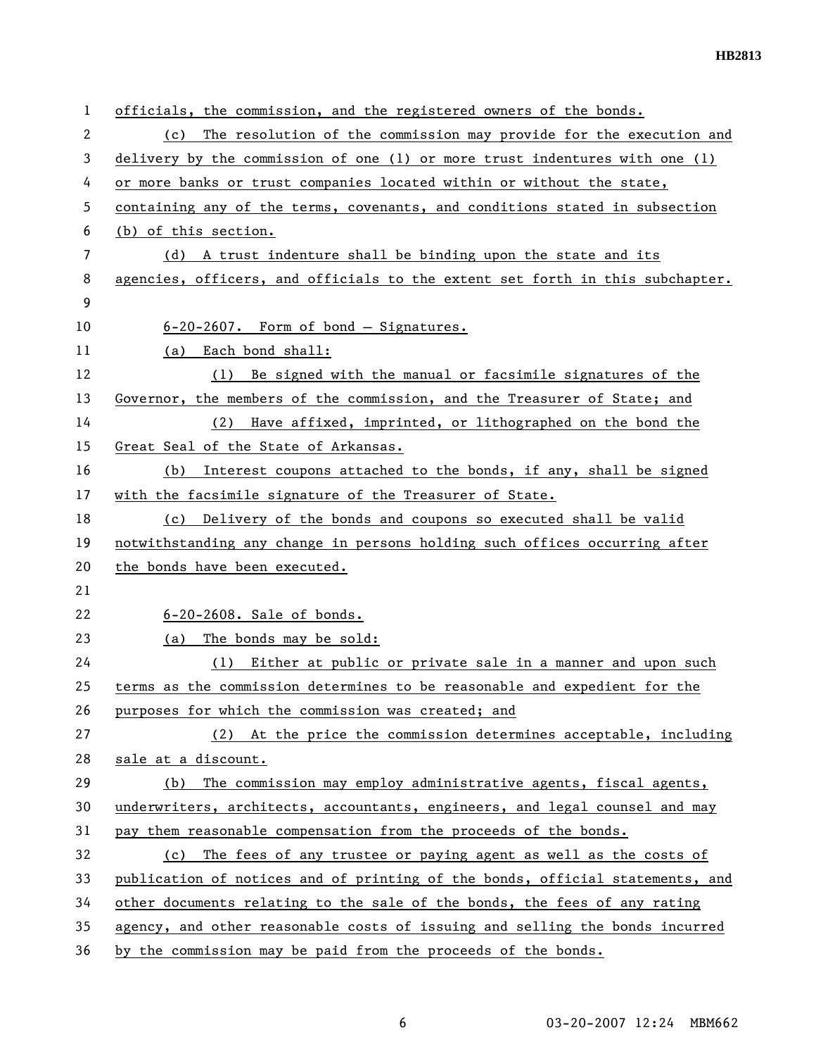officials, the commission, and the registered owners of the bonds.

(c) The resolution of the commission may provide for the execution and delivery by the commission of one (1) or more trust indentures with one (1) or more banks or trust companies located within or without the state, containing any of the terms, covenants, and conditions stated in subsection (b) of this section.

(d) A trust indenture shall be binding upon the state and its agencies, officers, and officials to the extent set forth in this subchapter.

6-20-2607. Form of bond — Signatures.

(a) Each bond shall:

(1) Be signed with the manual or facsimile signatures of the Governor, the members of the commission, and the Treasurer of State; and

(2) Have affixed, imprinted, or lithographed on the bond the Great Seal of the State of Arkansas.

(b) Interest coupons attached to the bonds, if any, shall be signed with the facsimile signature of the Treasurer of State.

(c) Delivery of the bonds and coupons so executed shall be valid notwithstanding any change in persons holding such offices occurring after the bonds have been executed.

6-20-2608. Sale of bonds.

(a) The bonds may be sold:

(1) Either at public or private sale in a manner and upon such terms as the commission determines to be reasonable and expedient for the purposes for which the commission was created; and

(2) At the price the commission determines acceptable, including sale at a discount.

(b) The commission may employ administrative agents, fiscal agents, underwriters, architects, accountants, engineers, and legal counsel and may pay them reasonable compensation from the proceeds of the bonds.

(c) The fees of any trustee or paying agent as well as the costs of publication of notices and of printing of the bonds, official statements, and other documents relating to the sale of the bonds, the fees of any rating agency, and other reasonable costs of issuing and selling the bonds incurred by the commission may be paid from the proceeds of the bonds.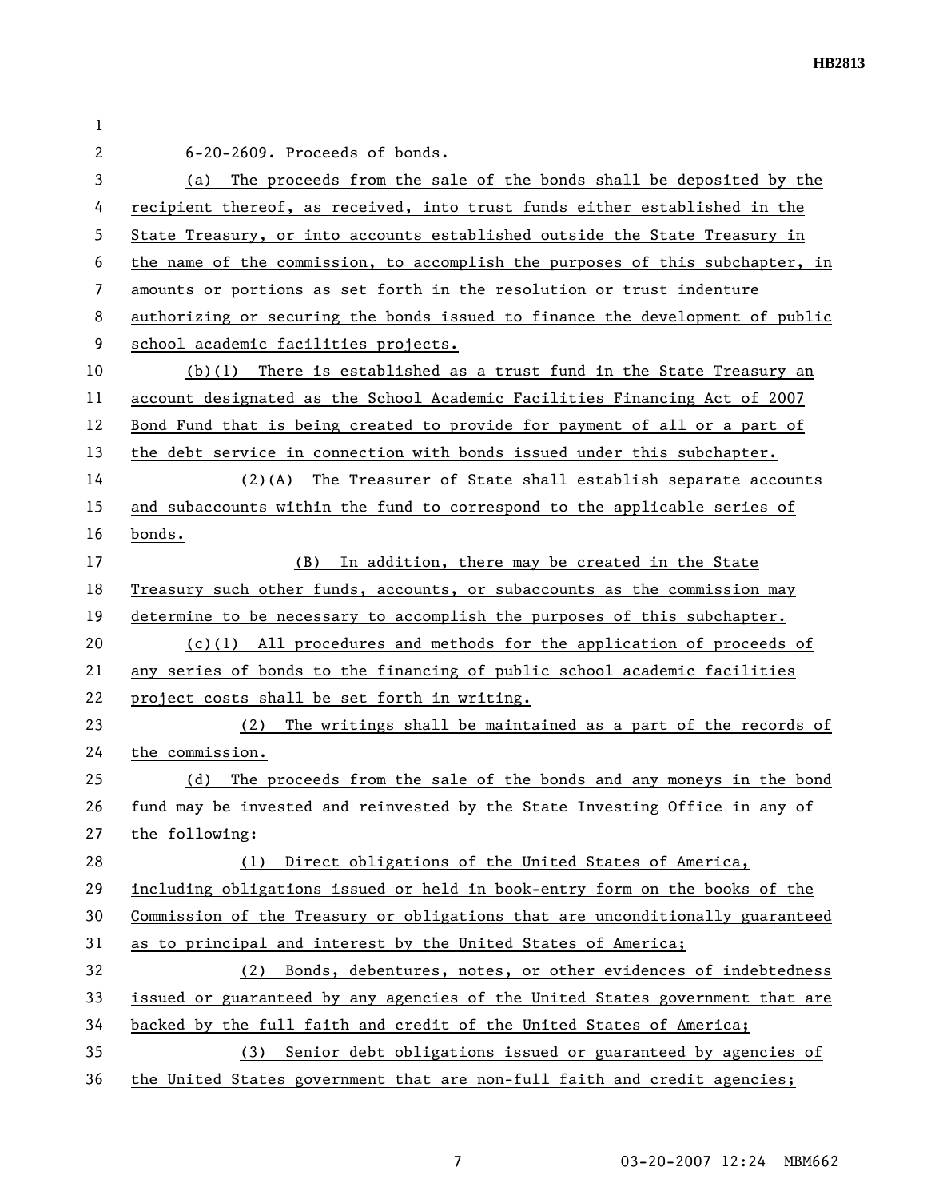6-20-2609. Proceeds of bonds.

(a) The proceeds from the sale of the bonds shall be deposited by the recipient thereof, as received, into trust funds either established in the State Treasury, or into accounts established outside the State Treasury in the name of the commission, to accomplish the purposes of this subchapter, in amounts or portions as set forth in the resolution or trust indenture authorizing or securing the bonds issued to finance the development of public school academic facilities projects.

(b)(1) There is established as a trust fund in the State Treasury an account designated as the School Academic Facilities Financing Act of 2007 Bond Fund that is being created to provide for payment of all or a part of the debt service in connection with bonds issued under this subchapter.

(2)(A) The Treasurer of State shall establish separate accounts and subaccounts within the fund to correspond to the applicable series of bonds.

(B) In addition, there may be created in the State Treasury such other funds, accounts, or subaccounts as the commission may determine to be necessary to accomplish the purposes of this subchapter.

(c)(1) All procedures and methods for the application of proceeds of any series of bonds to the financing of public school academic facilities project costs shall be set forth in writing.

(2) The writings shall be maintained as a part of the records of the commission.

(d) The proceeds from the sale of the bonds and any moneys in the bond fund may be invested and reinvested by the State Investing Office in any of the following:

(1) Direct obligations of the United States of America, including obligations issued or held in book-entry form on the books of the Commission of the Treasury or obligations that are unconditionally guaranteed as to principal and interest by the United States of America;

(2) Bonds, debentures, notes, or other evidences of indebtedness issued or guaranteed by any agencies of the United States government that are backed by the full faith and credit of the United States of America;

(3) Senior debt obligations issued or guaranteed by agencies of the United States government that are non-full faith and credit agencies;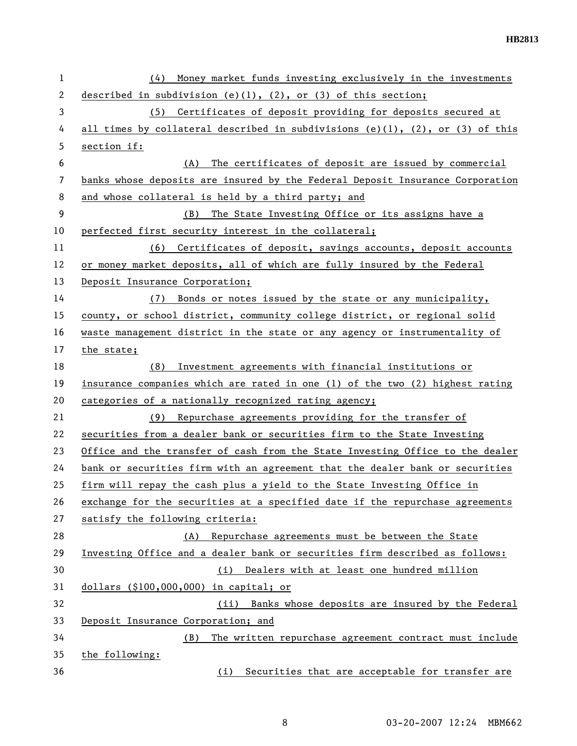(4) Money market funds investing exclusively in the investments described in subdivision (e)(1), (2), or (3) of this section;

(5) Certificates of deposit providing for deposits secured at all times by collateral described in subdivisions (e)(1), (2), or (3) of this section if:

(A) The certificates of deposit are issued by commercial banks whose deposits are insured by the Federal Deposit Insurance Corporation and whose collateral is held by a third party; and

(B) The State Investing Office or its assigns have a perfected first security interest in the collateral;

(6) Certificates of deposit, savings accounts, deposit accounts or money market deposits, all of which are fully insured by the Federal Deposit Insurance Corporation;

(7) Bonds or notes issued by the state or any municipality, county, or school district, community college district, or regional solid waste management district in the state or any agency or instrumentality of the state;

(8) Investment agreements with financial institutions or insurance companies which are rated in one (1) of the two (2) highest rating categories of a nationally recognized rating agency;

(9) Repurchase agreements providing for the transfer of securities from a dealer bank or securities firm to the State Investing Office and the transfer of cash from the State Investing Office to the dealer bank or securities firm with an agreement that the dealer bank or securities firm will repay the cash plus a yield to the State Investing Office in exchange for the securities at a specified date if the repurchase agreements satisfy the following criteria:

(A) Repurchase agreements must be between the State Investing Office and a dealer bank or securities firm described as follows:

(i) Dealers with at least one hundred million dollars ($100,000,000) in capital; or

(ii) Banks whose deposits are insured by the Federal Deposit Insurance Corporation; and

(B) The written repurchase agreement contract must include the following:

(i) Securities that are acceptable for transfer are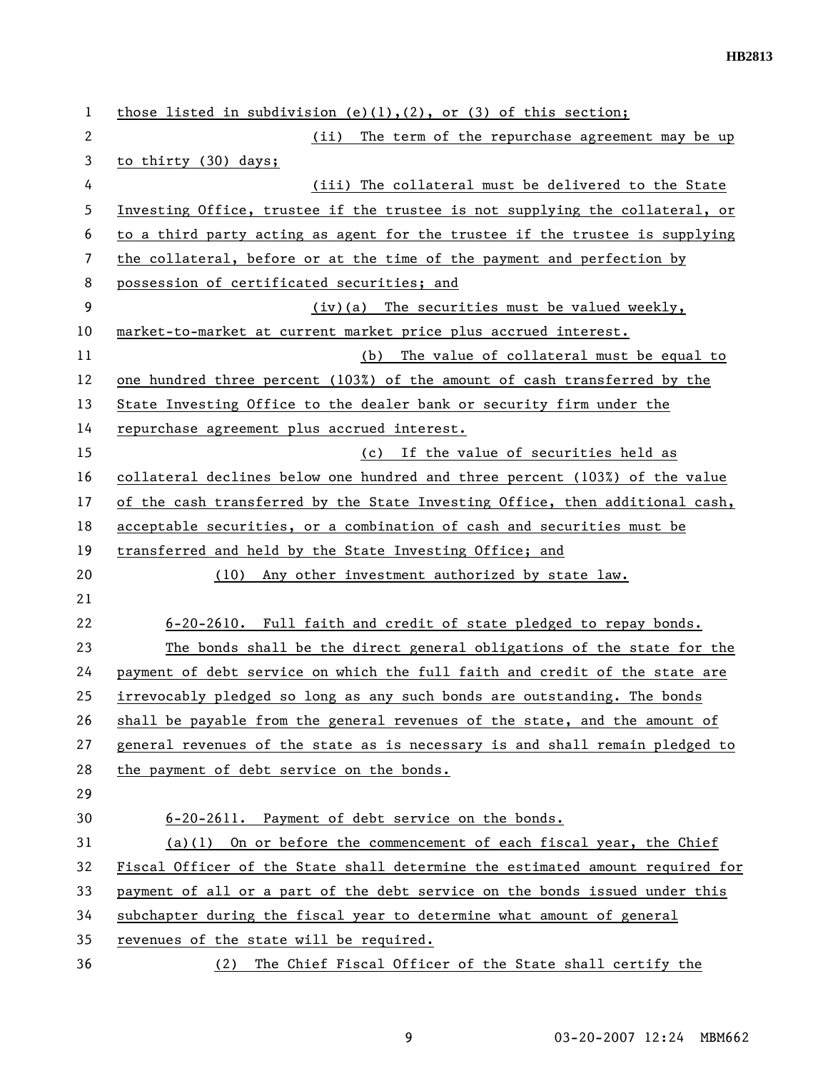those listed in subdivision (e)(1),(2), or (3) of this section;

(ii) The term of the repurchase agreement may be up to thirty (30) days;

(iii) The collateral must be delivered to the State Investing Office, trustee if the trustee is not supplying the collateral, or to a third party acting as agent for the trustee if the trustee is supplying the collateral, before or at the time of the payment and perfection by possession of certificated securities; and

(iv)(a) The securities must be valued weekly, market-to-market at current market price plus accrued interest.

(b) The value of collateral must be equal to one hundred three percent (103%) of the amount of cash transferred by the State Investing Office to the dealer bank or security firm under the repurchase agreement plus accrued interest.

(c) If the value of securities held as collateral declines below one hundred and three percent (103%) of the value of the cash transferred by the State Investing Office, then additional cash, acceptable securities, or a combination of cash and securities must be transferred and held by the State Investing Office; and

(10) Any other investment authorized by state law.

6-20-2610. Full faith and credit of state pledged to repay bonds.

The bonds shall be the direct general obligations of the state for the payment of debt service on which the full faith and credit of the state are irrevocably pledged so long as any such bonds are outstanding. The bonds shall be payable from the general revenues of the state, and the amount of general revenues of the state as is necessary is and shall remain pledged to the payment of debt service on the bonds.

6-20-2611. Payment of debt service on the bonds.

(a)(1) On or before the commencement of each fiscal year, the Chief Fiscal Officer of the State shall determine the estimated amount required for payment of all or a part of the debt service on the bonds issued under this subchapter during the fiscal year to determine what amount of general revenues of the state will be required.

(2) The Chief Fiscal Officer of the State shall certify the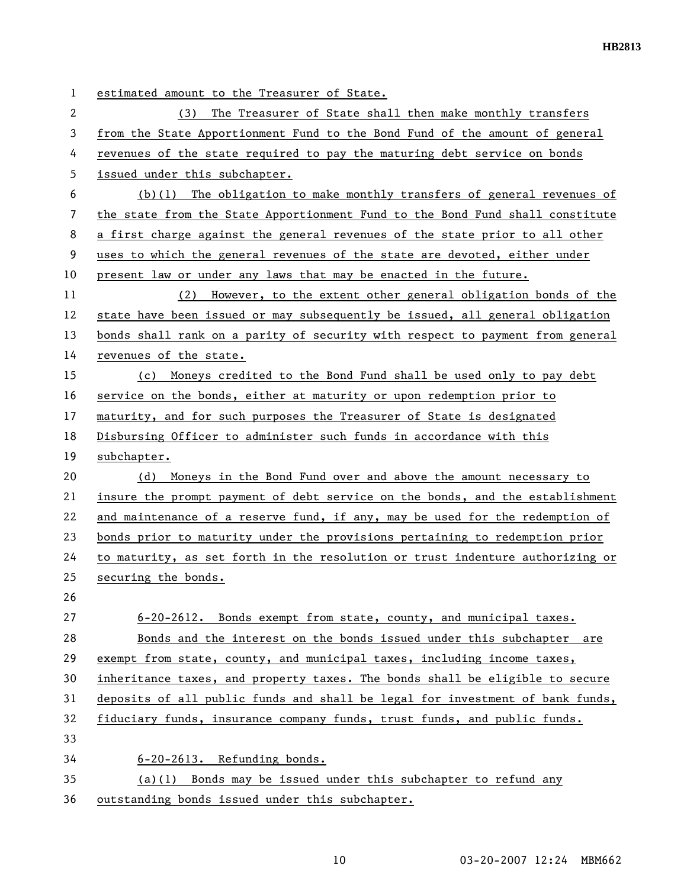estimated amount to the Treasurer of State.

(3) The Treasurer of State shall then make monthly transfers from the State Apportionment Fund to the Bond Fund of the amount of general revenues of the state required to pay the maturing debt service on bonds issued under this subchapter.

(b)(1) The obligation to make monthly transfers of general revenues of the state from the State Apportionment Fund to the Bond Fund shall constitute a first charge against the general revenues of the state prior to all other uses to which the general revenues of the state are devoted, either under present law or under any laws that may be enacted in the future.

(2) However, to the extent other general obligation bonds of the state have been issued or may subsequently be issued, all general obligation bonds shall rank on a parity of security with respect to payment from general revenues of the state.

(c) Moneys credited to the Bond Fund shall be used only to pay debt service on the bonds, either at maturity or upon redemption prior to maturity, and for such purposes the Treasurer of State is designated Disbursing Officer to administer such funds in accordance with this subchapter.

(d) Moneys in the Bond Fund over and above the amount necessary to insure the prompt payment of debt service on the bonds, and the establishment and maintenance of a reserve fund, if any, may be used for the redemption of bonds prior to maturity under the provisions pertaining to redemption prior to maturity, as set forth in the resolution or trust indenture authorizing or securing the bonds.

6-20-2612. Bonds exempt from state, county, and municipal taxes.

Bonds and the interest on the bonds issued under this subchapter are exempt from state, county, and municipal taxes, including income taxes, inheritance taxes, and property taxes. The bonds shall be eligible to secure deposits of all public funds and shall be legal for investment of bank funds, fiduciary funds, insurance company funds, trust funds, and public funds.

6-20-2613. Refunding bonds.

(a)(1) Bonds may be issued under this subchapter to refund any outstanding bonds issued under this subchapter.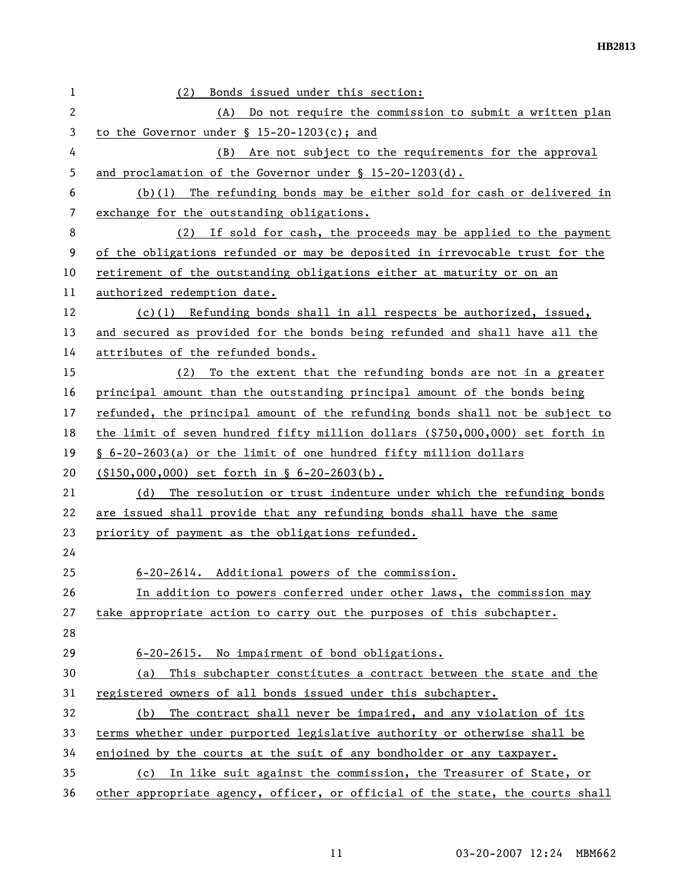(2) Bonds issued under this section:

(A) Do not require the commission to submit a written plan to the Governor under § 15-20-1203(c); and

(B) Are not subject to the requirements for the approval and proclamation of the Governor under § 15-20-1203(d).

(b)(1) The refunding bonds may be either sold for cash or delivered in exchange for the outstanding obligations.

(2) If sold for cash, the proceeds may be applied to the payment of the obligations refunded or may be deposited in irrevocable trust for the retirement of the outstanding obligations either at maturity or on an authorized redemption date.

(c)(1) Refunding bonds shall in all respects be authorized, issued, and secured as provided for the bonds being refunded and shall have all the attributes of the refunded bonds.

(2) To the extent that the refunding bonds are not in a greater principal amount than the outstanding principal amount of the bonds being refunded, the principal amount of the refunding bonds shall not be subject to the limit of seven hundred fifty million dollars ($750,000,000) set forth in § 6-20-2603(a) or the limit of one hundred fifty million dollars ($150,000,000) set forth in § 6-20-2603(b).

(d) The resolution or trust indenture under which the refunding bonds are issued shall provide that any refunding bonds shall have the same priority of payment as the obligations refunded.

6-20-2614. Additional powers of the commission.

In addition to powers conferred under other laws, the commission may take appropriate action to carry out the purposes of this subchapter.

6-20-2615. No impairment of bond obligations.

(a) This subchapter constitutes a contract between the state and the registered owners of all bonds issued under this subchapter.

(b) The contract shall never be impaired, and any violation of its terms whether under purported legislative authority or otherwise shall be enjoined by the courts at the suit of any bondholder or any taxpayer.

(c) In like suit against the commission, the Treasurer of State, or other appropriate agency, officer, or official of the state, the courts shall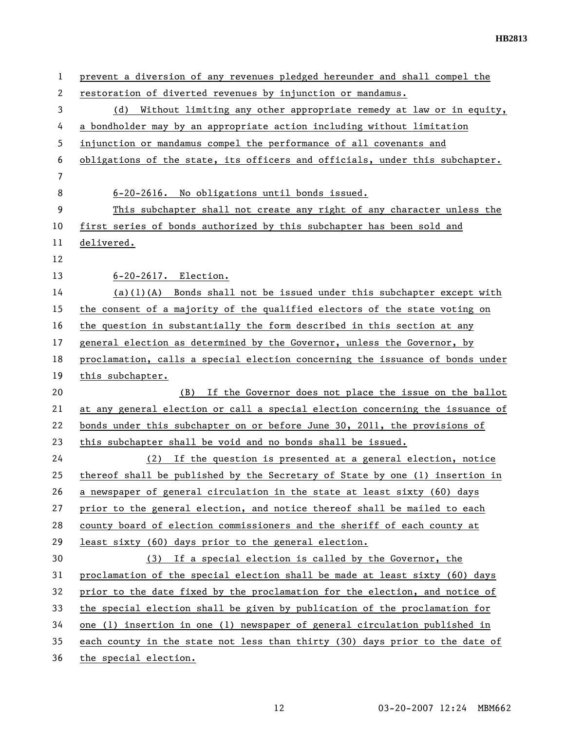prevent a diversion of any revenues pledged hereunder and shall compel the restoration of diverted revenues by injunction or mandamus.

(d) Without limiting any other appropriate remedy at law or in equity, a bondholder may by an appropriate action including without limitation injunction or mandamus compel the performance of all covenants and obligations of the state, its officers and officials, under this subchapter.

6-20-2616. No obligations until bonds issued.

This subchapter shall not create any right of any character unless the first series of bonds authorized by this subchapter has been sold and delivered.

6-20-2617. Election.

(a)(1)(A) Bonds shall not be issued under this subchapter except with the consent of a majority of the qualified electors of the state voting on the question in substantially the form described in this section at any general election as determined by the Governor, unless the Governor, by proclamation, calls a special election concerning the issuance of bonds under this subchapter.

(B) If the Governor does not place the issue on the ballot at any general election or call a special election concerning the issuance of bonds under this subchapter on or before June 30, 2011, the provisions of this subchapter shall be void and no bonds shall be issued.

(2) If the question is presented at a general election, notice thereof shall be published by the Secretary of State by one (1) insertion in a newspaper of general circulation in the state at least sixty (60) days prior to the general election, and notice thereof shall be mailed to each county board of election commissioners and the sheriff of each county at least sixty (60) days prior to the general election.

(3) If a special election is called by the Governor, the proclamation of the special election shall be made at least sixty (60) days prior to the date fixed by the proclamation for the election, and notice of the special election shall be given by publication of the proclamation for one (1) insertion in one (1) newspaper of general circulation published in each county in the state not less than thirty (30) days prior to the date of the special election.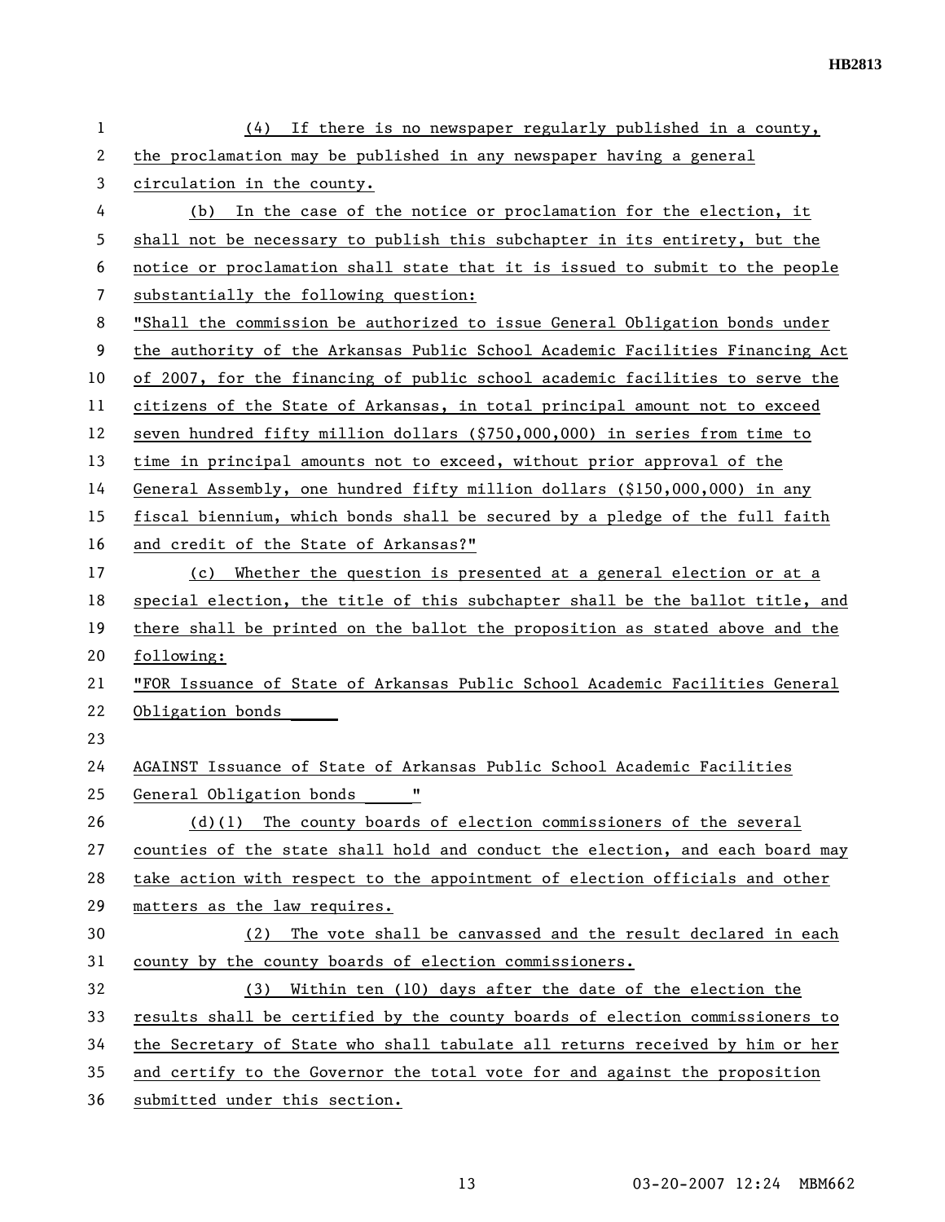(4) If there is no newspaper regularly published in a county, the proclamation may be published in any newspaper having a general circulation in the county.

(b) In the case of the notice or proclamation for the election, it shall not be necessary to publish this subchapter in its entirety, but the notice or proclamation shall state that it is issued to submit to the people substantially the following question:

"Shall the commission be authorized to issue General Obligation bonds under the authority of the Arkansas Public School Academic Facilities Financing Act of 2007, for the financing of public school academic facilities to serve the citizens of the State of Arkansas, in total principal amount not to exceed seven hundred fifty million dollars ($750,000,000) in series from time to time in principal amounts not to exceed, without prior approval of the General Assembly, one hundred fifty million dollars ($150,000,000) in any fiscal biennium, which bonds shall be secured by a pledge of the full faith and credit of the State of Arkansas?"

(c) Whether the question is presented at a general election or at a special election, the title of this subchapter shall be the ballot title, and there shall be printed on the ballot the proposition as stated above and the following:

"FOR Issuance of State of Arkansas Public School Academic Facilities General Obligation bonds _____

AGAINST Issuance of State of Arkansas Public School Academic Facilities General Obligation bonds _____"

(d)(1) The county boards of election commissioners of the several counties of the state shall hold and conduct the election, and each board may take action with respect to the appointment of election officials and other matters as the law requires.

(2) The vote shall be canvassed and the result declared in each county by the county boards of election commissioners.

(3) Within ten (10) days after the date of the election the results shall be certified by the county boards of election commissioners to the Secretary of State who shall tabulate all returns received by him or her and certify to the Governor the total vote for and against the proposition submitted under this section.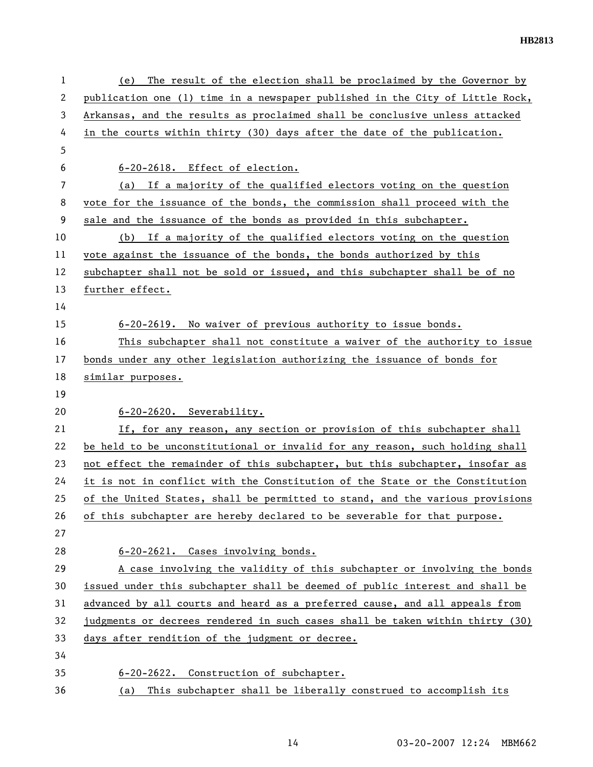(e) The result of the election shall be proclaimed by the Governor by publication one (1) time in a newspaper published in the City of Little Rock, Arkansas, and the results as proclaimed shall be conclusive unless attacked in the courts within thirty (30) days after the date of the publication.

6-20-2618. Effect of election.

(a) If a majority of the qualified electors voting on the question vote for the issuance of the bonds, the commission shall proceed with the sale and the issuance of the bonds as provided in this subchapter.

(b) If a majority of the qualified electors voting on the question vote against the issuance of the bonds, the bonds authorized by this subchapter shall not be sold or issued, and this subchapter shall be of no further effect.

6-20-2619. No waiver of previous authority to issue bonds.

This subchapter shall not constitute a waiver of the authority to issue bonds under any other legislation authorizing the issuance of bonds for similar purposes.

6-20-2620. Severability.

If, for any reason, any section or provision of this subchapter shall be held to be unconstitutional or invalid for any reason, such holding shall not effect the remainder of this subchapter, but this subchapter, insofar as it is not in conflict with the Constitution of the State or the Constitution of the United States, shall be permitted to stand, and the various provisions of this subchapter are hereby declared to be severable for that purpose.

6-20-2621. Cases involving bonds.

A case involving the validity of this subchapter or involving the bonds issued under this subchapter shall be deemed of public interest and shall be advanced by all courts and heard as a preferred cause, and all appeals from judgments or decrees rendered in such cases shall be taken within thirty (30) days after rendition of the judgment or decree.

6-20-2622. Construction of subchapter.

(a) This subchapter shall be liberally construed to accomplish its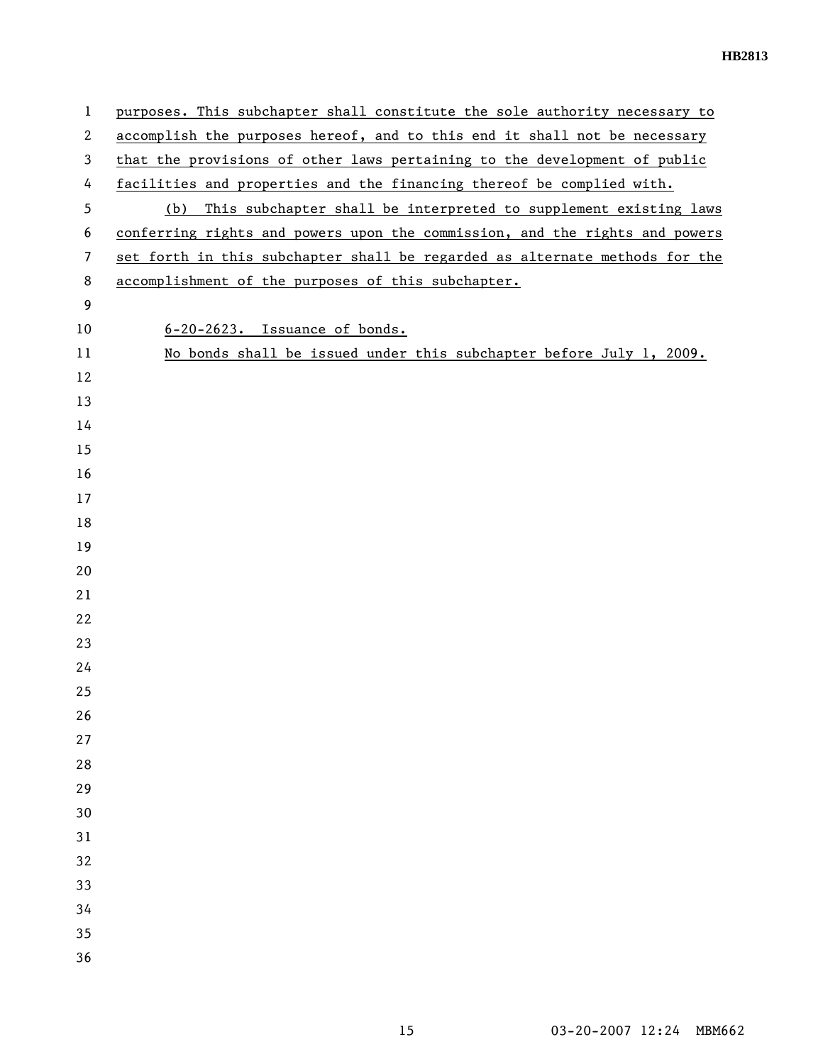purposes. This subchapter shall constitute the sole authority necessary to accomplish the purposes hereof, and to this end it shall not be necessary that the provisions of other laws pertaining to the development of public facilities and properties and the financing thereof be complied with.

(b) This subchapter shall be interpreted to supplement existing laws conferring rights and powers upon the commission, and the rights and powers set forth in this subchapter shall be regarded as alternate methods for the accomplishment of the purposes of this subchapter.

6-20-2623. Issuance of bonds.

No bonds shall be issued under this subchapter before July 1, 2009.